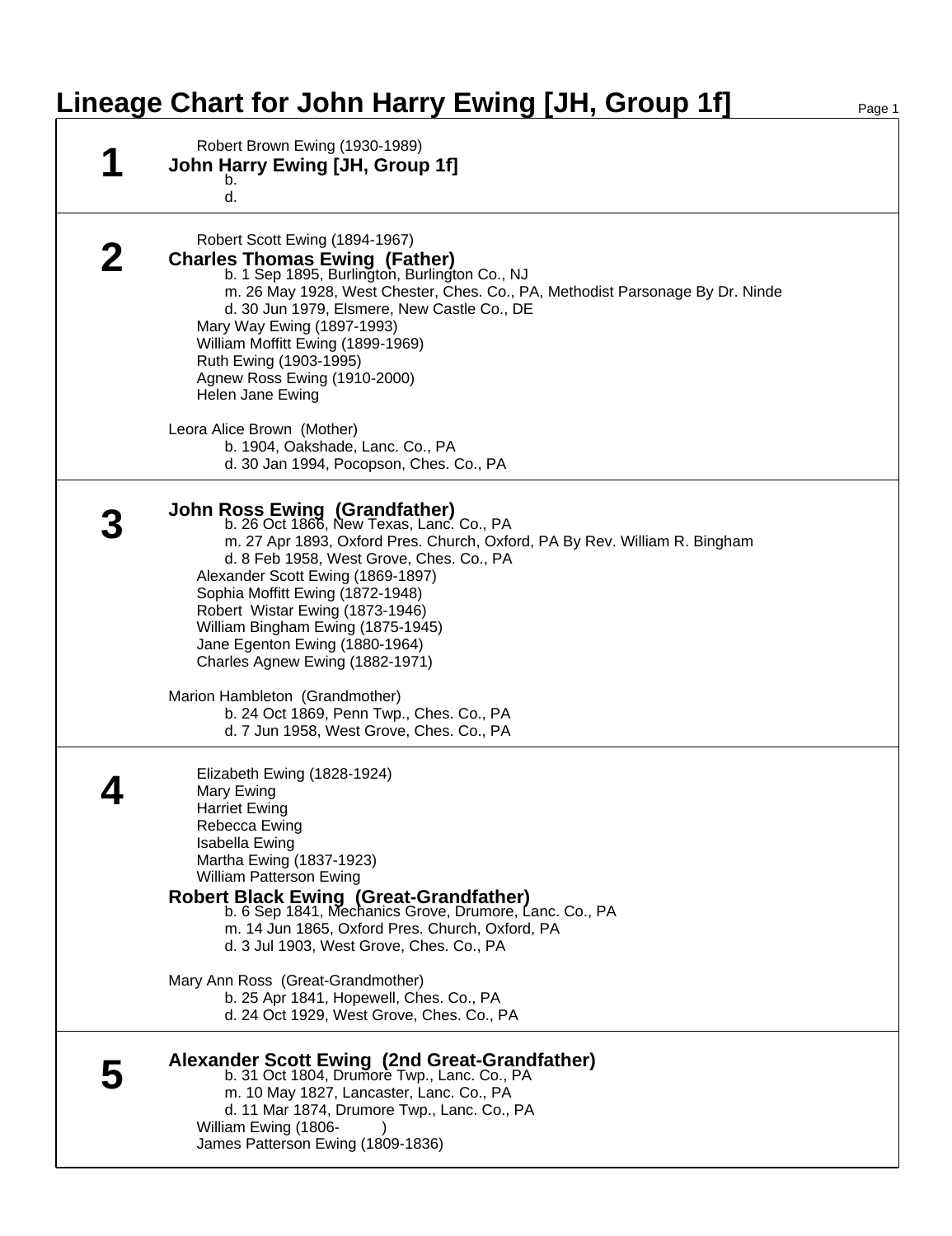# Lineage Chart for John Harry Ewing [JH, Group 1f]

## 1

Robert Brown Ewing (1930-1989)

**John Harry Ewing [JH, Group 1f]**

b.
d.

## 2

Robert Scott Ewing (1894-1967)

**Charles Thomas Ewing (Father)**

b. 1 Sep 1895, Burlington, Burlington Co., NJ
m. 26 May 1928, West Chester, Ches. Co., PA, Methodist Parsonage By Dr. Ninde
d. 30 Jun 1979, Elsmere, New Castle Co., DE

Mary Way Ewing (1897-1993)
William Moffitt Ewing (1899-1969)
Ruth Ewing (1903-1995)
Agnew Ross Ewing (1910-2000)
Helen Jane Ewing

Leora Alice Brown (Mother)
b. 1904, Oakshade, Lanc. Co., PA
d. 30 Jan 1994, Pocopson, Ches. Co., PA

## 3

**John Ross Ewing (Grandfather)**

b. 26 Oct 1866, New Texas, Lanc. Co., PA
m. 27 Apr 1893, Oxford Pres. Church, Oxford, PA By Rev. William R. Bingham
d. 8 Feb 1958, West Grove, Ches. Co., PA

Alexander Scott Ewing (1869-1897)
Sophia Moffitt Ewing (1872-1948)
Robert Wistar Ewing (1873-1946)
William Bingham Ewing (1875-1945)
Jane Egenton Ewing (1880-1964)
Charles Agnew Ewing (1882-1971)

Marion Hambleton (Grandmother)
b. 24 Oct 1869, Penn Twp., Ches. Co., PA
d. 7 Jun 1958, West Grove, Ches. Co., PA

## 4

Elizabeth Ewing (1828-1924)
Mary Ewing
Harriet Ewing
Rebecca Ewing
Isabella Ewing
Martha Ewing (1837-1923)
William Patterson Ewing

**Robert Black Ewing (Great-Grandfather)**

b. 6 Sep 1841, Mechanics Grove, Drumore, Lanc. Co., PA
m. 14 Jun 1865, Oxford Pres. Church, Oxford, PA
d. 3 Jul 1903, West Grove, Ches. Co., PA

Mary Ann Ross (Great-Grandmother)
b. 25 Apr 1841, Hopewell, Ches. Co., PA
d. 24 Oct 1929, West Grove, Ches. Co., PA

## 5

**Alexander Scott Ewing (2nd Great-Grandfather)**

b. 31 Oct 1804, Drumore Twp., Lanc. Co., PA
m. 10 May 1827, Lancaster, Lanc. Co., PA
d. 11 Mar 1874, Drumore Twp., Lanc. Co., PA

William Ewing (1806- )
James Patterson Ewing (1809-1836)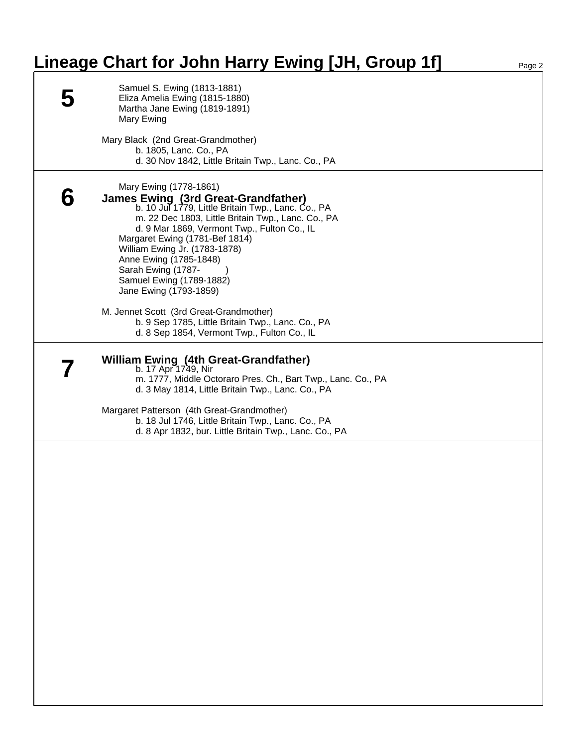# Lineage Chart for John Harry Ewing [JH, Group 1f]

## 5

Samuel S. Ewing (1813-1881)
Eliza Amelia Ewing (1815-1880)
Martha Jane Ewing (1819-1891)
Mary Ewing

Mary Black (2nd Great-Grandmother)
b. 1805, Lanc. Co., PA
d. 30 Nov 1842, Little Britain Twp., Lanc. Co., PA

## 6

Mary Ewing (1778-1861)

**James Ewing (3rd Great-Grandfather)**
b. 10 Jul 1779, Little Britain Twp., Lanc. Co., PA
m. 22 Dec 1803, Little Britain Twp., Lanc. Co., PA
d. 9 Mar 1869, Vermont Twp., Fulton Co., IL

Margaret Ewing (1781-Bef 1814)
William Ewing Jr. (1783-1878)
Anne Ewing (1785-1848)
Sarah Ewing (1787- )
Samuel Ewing (1789-1882)
Jane Ewing (1793-1859)

M. Jennet Scott (3rd Great-Grandmother)
b. 9 Sep 1785, Little Britain Twp., Lanc. Co., PA
d. 8 Sep 1854, Vermont Twp., Fulton Co., IL

## 7

**William Ewing (4th Great-Grandfather)**
b. 17 Apr 1749, Nir
m. 1777, Middle Octoraro Pres. Ch., Bart Twp., Lanc. Co., PA
d. 3 May 1814, Little Britain Twp., Lanc. Co., PA

Margaret Patterson (4th Great-Grandmother)
b. 18 Jul 1746, Little Britain Twp., Lanc. Co., PA
d. 8 Apr 1832, bur. Little Britain Twp., Lanc. Co., PA